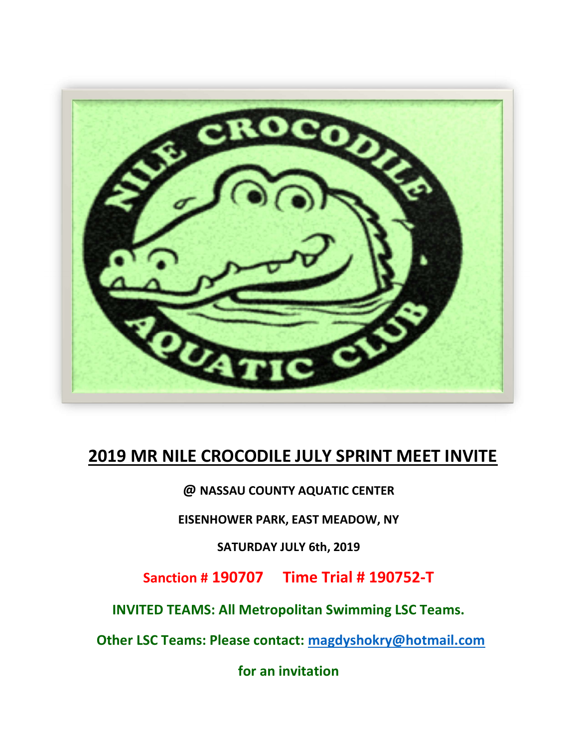# 2019 MR NILE CROCODILE JULY SPRINT MEET INVITE

**@ NASSAU COUNTY AQUATIC CENTER**

**EISENHOWER PARK, EAST MEADOW, NY**

**SATURDAY JULY 6th, 2019**

**Sanction # 190707     Time Trial # 190752-T**

**INVITED TEAMS: All Metropolitan Swimming LSC Teams.**

**Other LSC Teams: Please contact: magdyshokry@hotmail.com**

**for an invitation**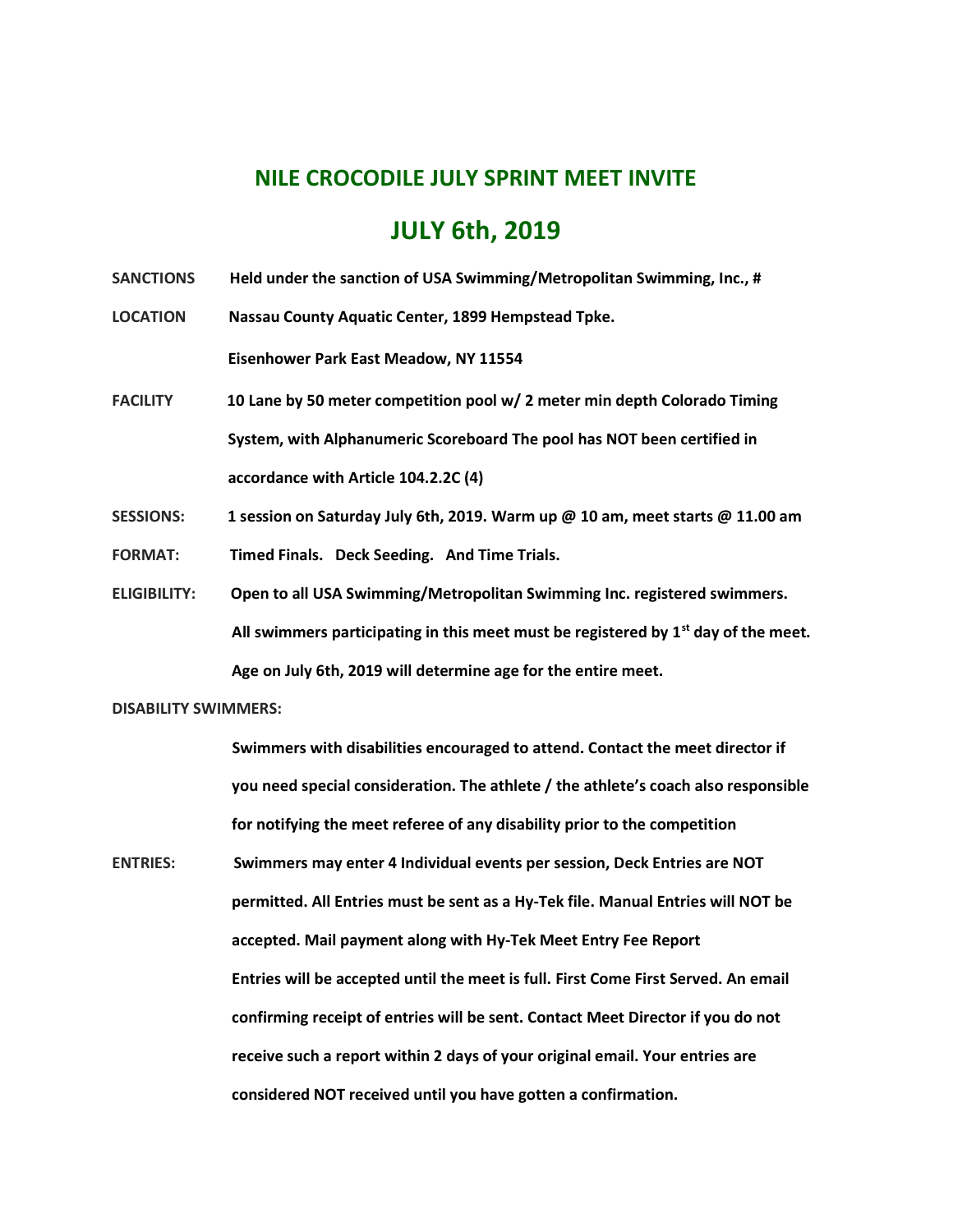# NILE CROCODILE JULY SPRINT MEET INVITE

# JULY 6th, 2019

**SANCTIONS** Held under the sanction of USA Swimming/Metropolitan Swimming, Inc., #

**LOCATION** Nassau County Aquatic Center, 1899 Hempstead Tpke.

Eisenhower Park East Meadow, NY 11554

**FACILITY** 10 Lane by 50 meter competition pool w/ 2 meter min depth Colorado Timing System, with Alphanumeric Scoreboard The pool has NOT been certified in accordance with Article 104.2.2C (4)

**SESSIONS:** 1 session on Saturday July 6th, 2019. Warm up @ 10 am, meet starts @ 11.00 am

**FORMAT:** Timed Finals. Deck Seeding. And Time Trials.

**ELIGIBILITY:** Open to all USA Swimming/Metropolitan Swimming Inc. registered swimmers. All swimmers participating in this meet must be registered by 1st day of the meet. Age on July 6th, 2019 will determine age for the entire meet.

**DISABILITY SWIMMERS:**

Swimmers with disabilities encouraged to attend. Contact the meet director if you need special consideration. The athlete / the athlete's coach also responsible for notifying the meet referee of any disability prior to the competition

**ENTRIES:** Swimmers may enter 4 Individual events per session, Deck Entries are NOT permitted. All Entries must be sent as a Hy-Tek file. Manual Entries will NOT be accepted. Mail payment along with Hy-Tek Meet Entry Fee Report Entries will be accepted until the meet is full. First Come First Served. An email confirming receipt of entries will be sent. Contact Meet Director if you do not receive such a report within 2 days of your original email. Your entries are considered NOT received until you have gotten a confirmation.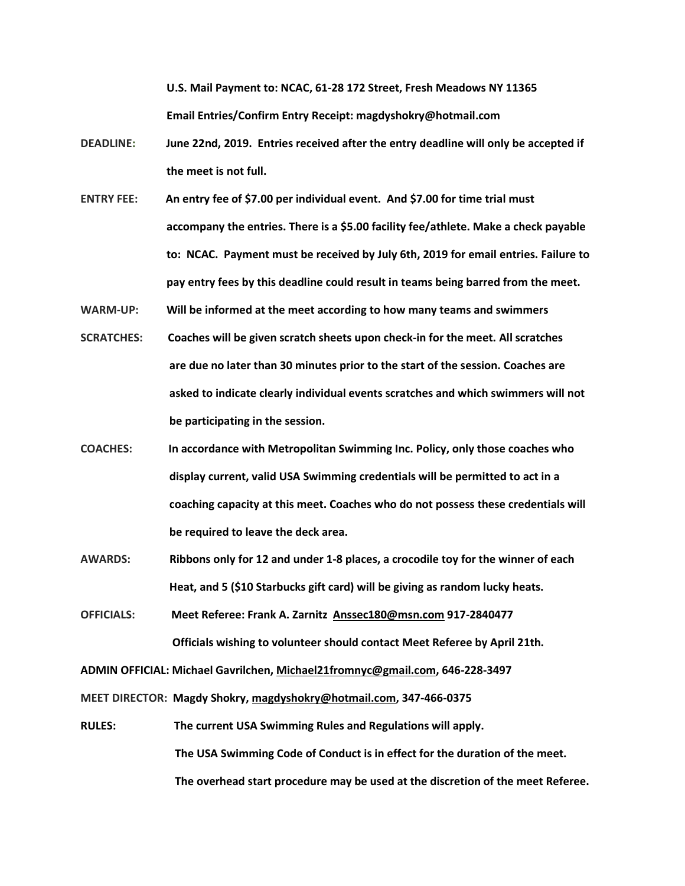**U.S. Mail Payment to: NCAC, 61-28 172 Street, Fresh Meadows NY 11365**

**Email Entries/Confirm Entry Receipt: magdyshokry@hotmail.com**

**DEADLINE:** **June 22nd, 2019. Entries received after the entry deadline will only be accepted if the meet is not full.**

**ENTRY FEE:** **An entry fee of $7.00 per individual event. And $7.00 for time trial must accompany the entries. There is a $5.00 facility fee/athlete. Make a check payable to: NCAC. Payment must be received by July 6th, 2019 for email entries. Failure to pay entry fees by this deadline could result in teams being barred from the meet.**

**WARM-UP:** **Will be informed at the meet according to how many teams and swimmers**

**SCRATCHES:** **Coaches will be given scratch sheets upon check-in for the meet. All scratches are due no later than 30 minutes prior to the start of the session. Coaches are asked to indicate clearly individual events scratches and which swimmers will not be participating in the session.**

**COACHES:** **In accordance with Metropolitan Swimming Inc. Policy, only those coaches who display current, valid USA Swimming credentials will be permitted to act in a coaching capacity at this meet. Coaches who do not possess these credentials will be required to leave the deck area.**

**AWARDS:** **Ribbons only for 12 and under 1-8 places, a crocodile toy for the winner of each Heat, and 5 ($10 Starbucks gift card) will be giving as random lucky heats.**

**OFFICIALS:** **Meet Referee: Frank A. Zarnitz Anssec180@msn.com 917-2840477**

**Officials wishing to volunteer should contact Meet Referee by April 21th.**

**ADMIN OFFICIAL: Michael Gavrilchen, Michael21fromnyc@gmail.com, 646-228-3497**

**MEET DIRECTOR: Magdy Shokry, magdyshokry@hotmail.com, 347-466-0375**

**RULES:** **The current USA Swimming Rules and Regulations will apply.**

**The USA Swimming Code of Conduct is in effect for the duration of the meet.**

**The overhead start procedure may be used at the discretion of the meet Referee.**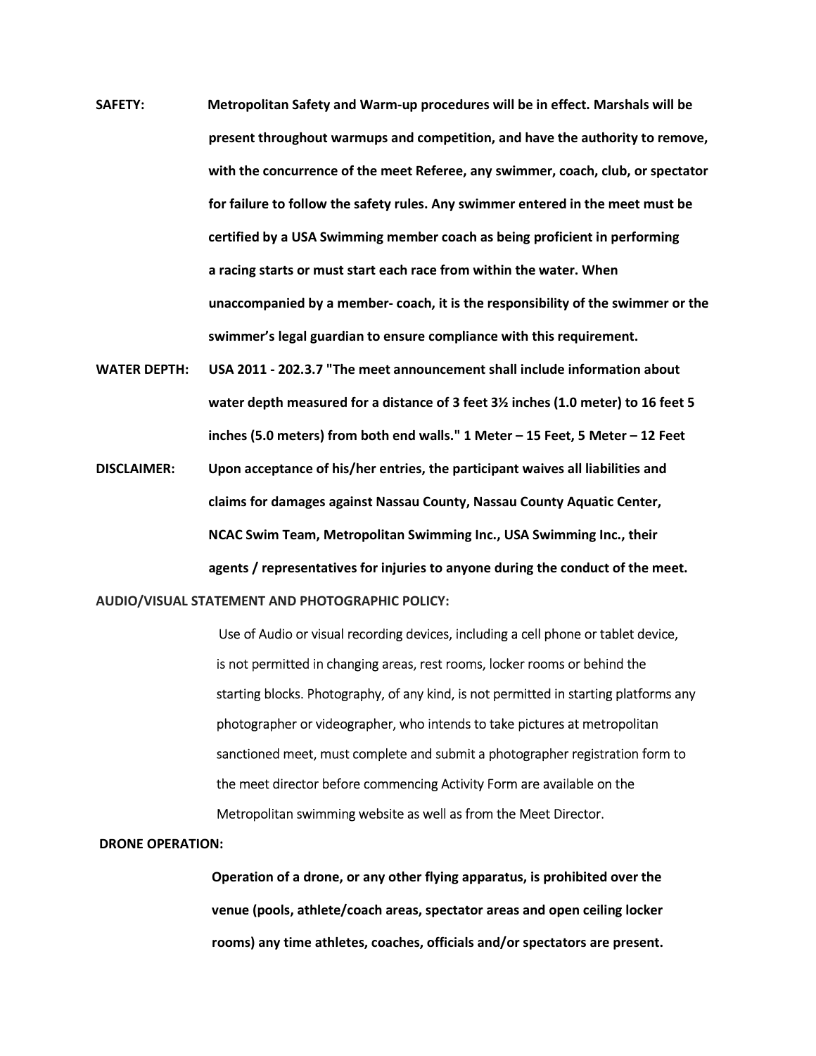**SAFETY:** **Metropolitan Safety and Warm-up procedures will be in effect. Marshals will be present throughout warmups and competition, and have the authority to remove, with the concurrence of the meet Referee, any swimmer, coach, club, or spectator for failure to follow the safety rules. Any swimmer entered in the meet must be certified by a USA Swimming member coach as being proficient in performing a racing starts or must start each race from within the water. When unaccompanied by a member- coach, it is the responsibility of the swimmer or the swimmer's legal guardian to ensure compliance with this requirement.**

**WATER DEPTH:** **USA 2011 - 202.3.7 "The meet announcement shall include information about water depth measured for a distance of 3 feet 3½ inches (1.0 meter) to 16 feet 5 inches (5.0 meters) from both end walls." 1 Meter – 15 Feet, 5 Meter – 12 Feet**

**DISCLAIMER:** **Upon acceptance of his/her entries, the participant waives all liabilities and claims for damages against Nassau County, Nassau County Aquatic Center, NCAC Swim Team, Metropolitan Swimming Inc., USA Swimming Inc., their agents / representatives for injuries to anyone during the conduct of the meet.**

**AUDIO/VISUAL STATEMENT AND PHOTOGRAPHIC POLICY:**

Use of Audio or visual recording devices, including a cell phone or tablet device, is not permitted in changing areas, rest rooms, locker rooms or behind the starting blocks. Photography, of any kind, is not permitted in starting platforms any photographer or videographer, who intends to take pictures at metropolitan sanctioned meet, must complete and submit a photographer registration form to the meet director before commencing Activity Form are available on the Metropolitan swimming website as well as from the Meet Director.

**DRONE OPERATION:**

**Operation of a drone, or any other flying apparatus, is prohibited over the venue (pools, athlete/coach areas, spectator areas and open ceiling locker rooms) any time athletes, coaches, officials and/or spectators are present.**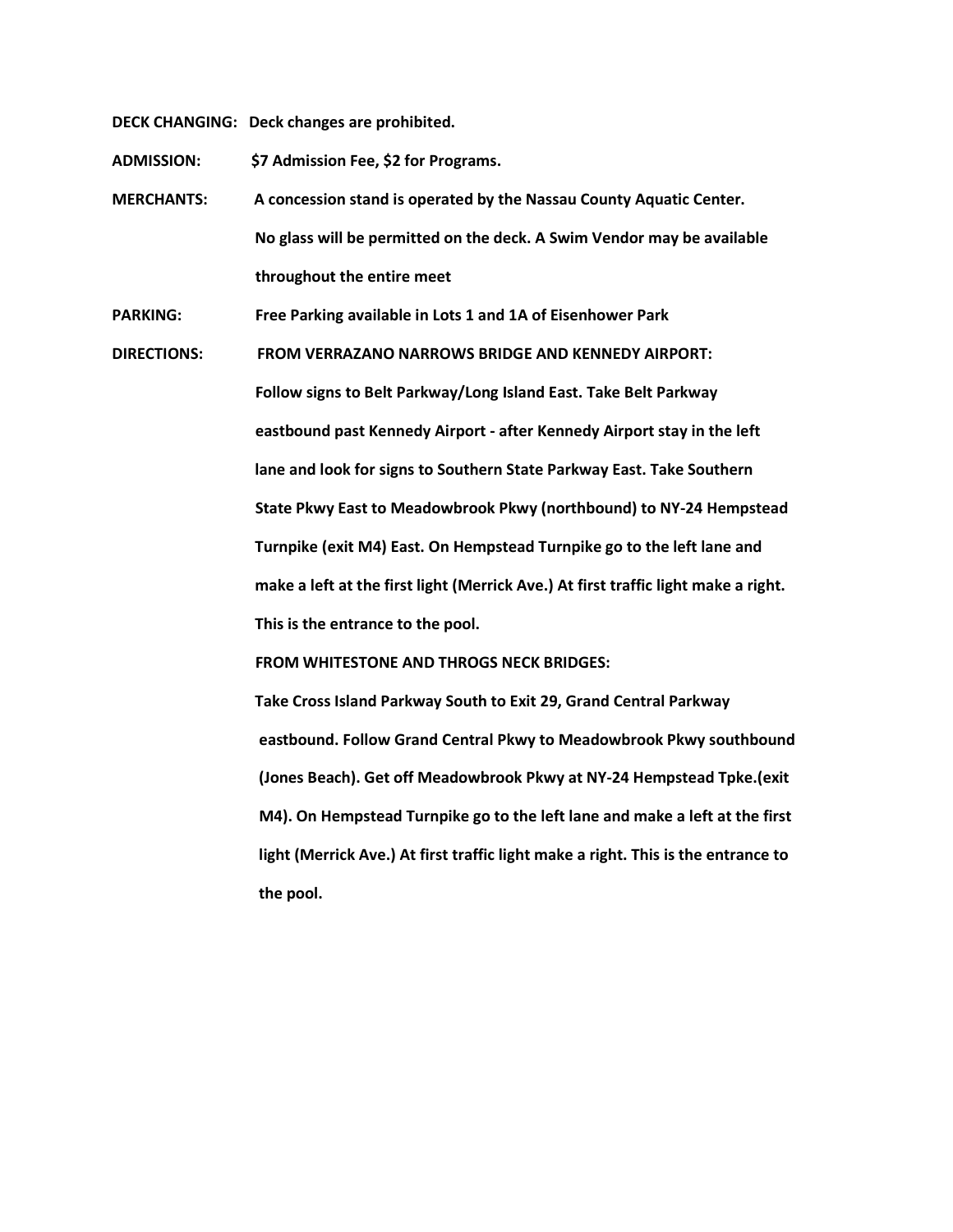**DECK CHANGING:** Deck changes are prohibited.

**ADMISSION:** $7 Admission Fee, $2 for Programs.

**MERCHANTS:** A concession stand is operated by the Nassau County Aquatic Center. No glass will be permitted on the deck. A Swim Vendor may be available throughout the entire meet

**PARKING:** Free Parking available in Lots 1 and 1A of Eisenhower Park

**DIRECTIONS:** FROM VERRAZANO NARROWS BRIDGE AND KENNEDY AIRPORT:

Follow signs to Belt Parkway/Long Island East. Take Belt Parkway eastbound past Kennedy Airport - after Kennedy Airport stay in the left lane and look for signs to Southern State Parkway East. Take Southern State Pkwy East to Meadowbrook Pkwy (northbound) to NY-24 Hempstead Turnpike (exit M4) East. On Hempstead Turnpike go to the left lane and make a left at the first light (Merrick Ave.) At first traffic light make a right. This is the entrance to the pool.

FROM WHITESTONE AND THROGS NECK BRIDGES:

Take Cross Island Parkway South to Exit 29, Grand Central Parkway eastbound. Follow Grand Central Pkwy to Meadowbrook Pkwy southbound (Jones Beach). Get off Meadowbrook Pkwy at NY-24 Hempstead Tpke.(exit M4). On Hempstead Turnpike go to the left lane and make a left at the first light (Merrick Ave.) At first traffic light make a right. This is the entrance to the pool.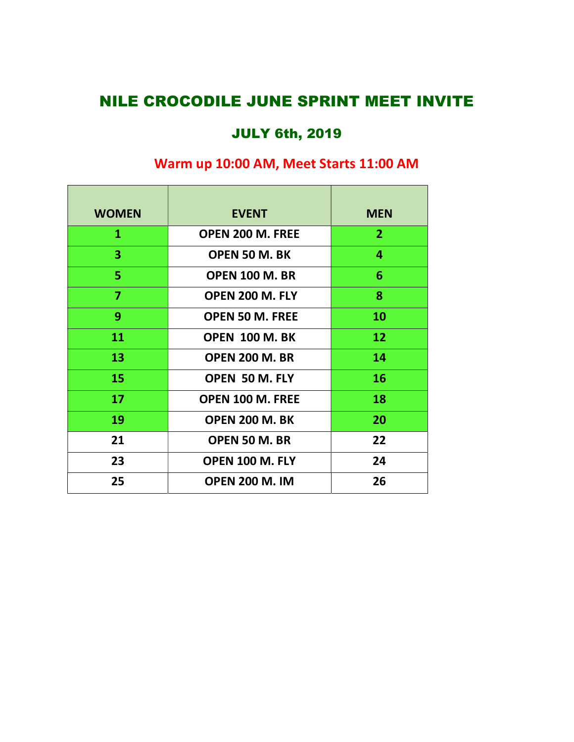# NILE CROCODILE JUNE SPRINT MEET INVITE

## JULY 6th, 2019

**Warm up 10:00 AM, Meet Starts 11:00 AM**

| WOMEN | EVENT | MEN |
|---|---|---|
| 1 | OPEN 200 M. FREE | 2 |
| 3 | OPEN 50 M. BK | 4 |
| 5 | OPEN 100 M. BR | 6 |
| 7 | OPEN 200 M. FLY | 8 |
| 9 | OPEN 50 M. FREE | 10 |
| 11 | OPEN 100 M. BK | 12 |
| 13 | OPEN 200 M. BR | 14 |
| 15 | OPEN 50 M. FLY | 16 |
| 17 | OPEN 100 M. FREE | 18 |
| 19 | OPEN 200 M. BK | 20 |
| 21 | OPEN 50 M. BR | 22 |
| 23 | OPEN 100 M. FLY | 24 |
| 25 | OPEN 200 M. IM | 26 |